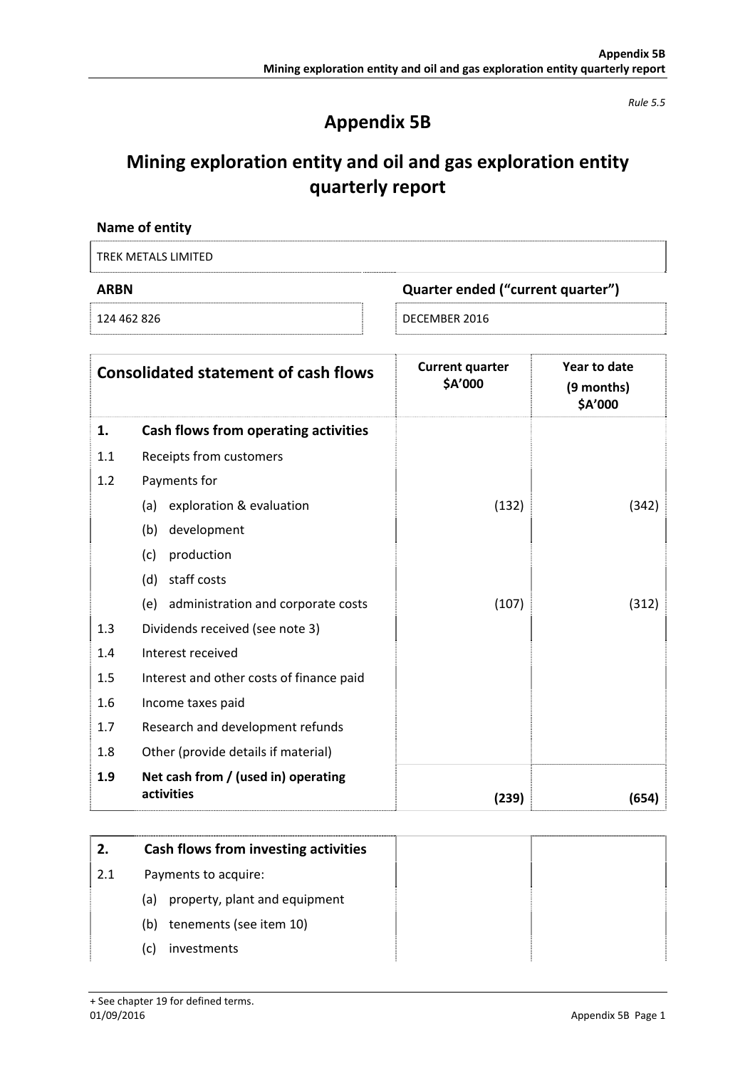*Rule 5.5*

# Appendix 5B

# Mining exploration entity and oil and gas exploration entity quarterly report

**Name of entity**

| TREK METALS LIMITED | |
|---|---|
| **ARBN** | **Quarter ended ("current quarter")** |
| 124 462 826 | DECEMBER 2016 |

| **Consolidated statement of cash flows** | | **Current quarter $A'000** | **Year to date (9 months) $A'000** |
|---|---|---|---|
| **1.** | **Cash flows from operating activities** | | |
| 1.1 | Receipts from customers | | |
| 1.2 | Payments for | | |
| | (a) exploration & evaluation | (132) | (342) |
| | (b) development | | |
| | (c) production | | |
| | (d) staff costs | | |
| | (e) administration and corporate costs | (107) | (312) |
| 1.3 | Dividends received (see note 3) | | |
| 1.4 | Interest received | | |
| 1.5 | Interest and other costs of finance paid | | |
| 1.6 | Income taxes paid | | |
| 1.7 | Research and development refunds | | |
| 1.8 | Other (provide details if material) | | |
| **1.9** | **Net cash from / (used in) operating activities** | **(239)** | **(654)** |

| **2.** | **Cash flows from investing activities** | | |
|---|---|---|---|
| 2.1 | Payments to acquire: | | |
| | (a) property, plant and equipment | | |
| | (b) tenements (see item 10) | | |
| | (c) investments | | |

+ See chapter 19 for defined terms.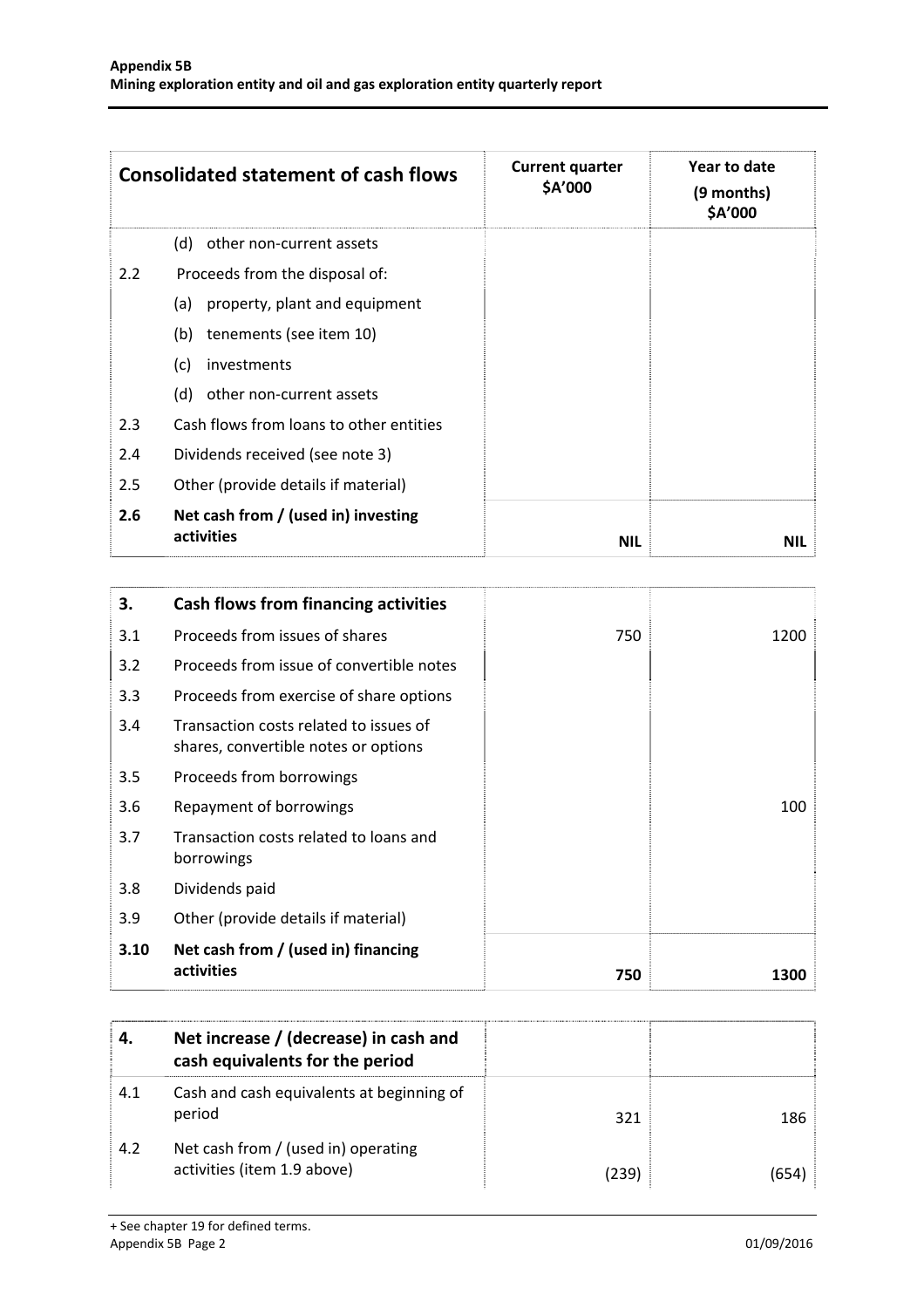| Consolidated statement of cash flows | | Current quarter $A'000 | Year to date (9 months) $A'000 |
|---|---|---|---|
| | (d) other non-current assets | | |
| 2.2 | Proceeds from the disposal of: | | |
| | (a) property, plant and equipment | | |
| | (b) tenements (see item 10) | | |
| | (c) investments | | |
| | (d) other non-current assets | | |
| 2.3 | Cash flows from loans to other entities | | |
| 2.4 | Dividends received (see note 3) | | |
| 2.5 | Other (provide details if material) | | |
| **2.6** | **Net cash from / (used in) investing activities** | **NIL** | **NIL** |

| 3. | Cash flows from financing activities | | |
|---|---|---|---|
| 3.1 | Proceeds from issues of shares | 750 | 1200 |
| 3.2 | Proceeds from issue of convertible notes | | |
| 3.3 | Proceeds from exercise of share options | | |
| 3.4 | Transaction costs related to issues of shares, convertible notes or options | | |
| 3.5 | Proceeds from borrowings | | |
| 3.6 | Repayment of borrowings | | 100 |
| 3.7 | Transaction costs related to loans and borrowings | | |
| 3.8 | Dividends paid | | |
| 3.9 | Other (provide details if material) | | |
| **3.10** | **Net cash from / (used in) financing activities** | **750** | **1300** |

| 4. | Net increase / (decrease) in cash and cash equivalents for the period | | |
|---|---|---|---|
| 4.1 | Cash and cash equivalents at beginning of period | 321 | 186 |
| 4.2 | Net cash from / (used in) operating activities (item 1.9 above) | (239) | (654) |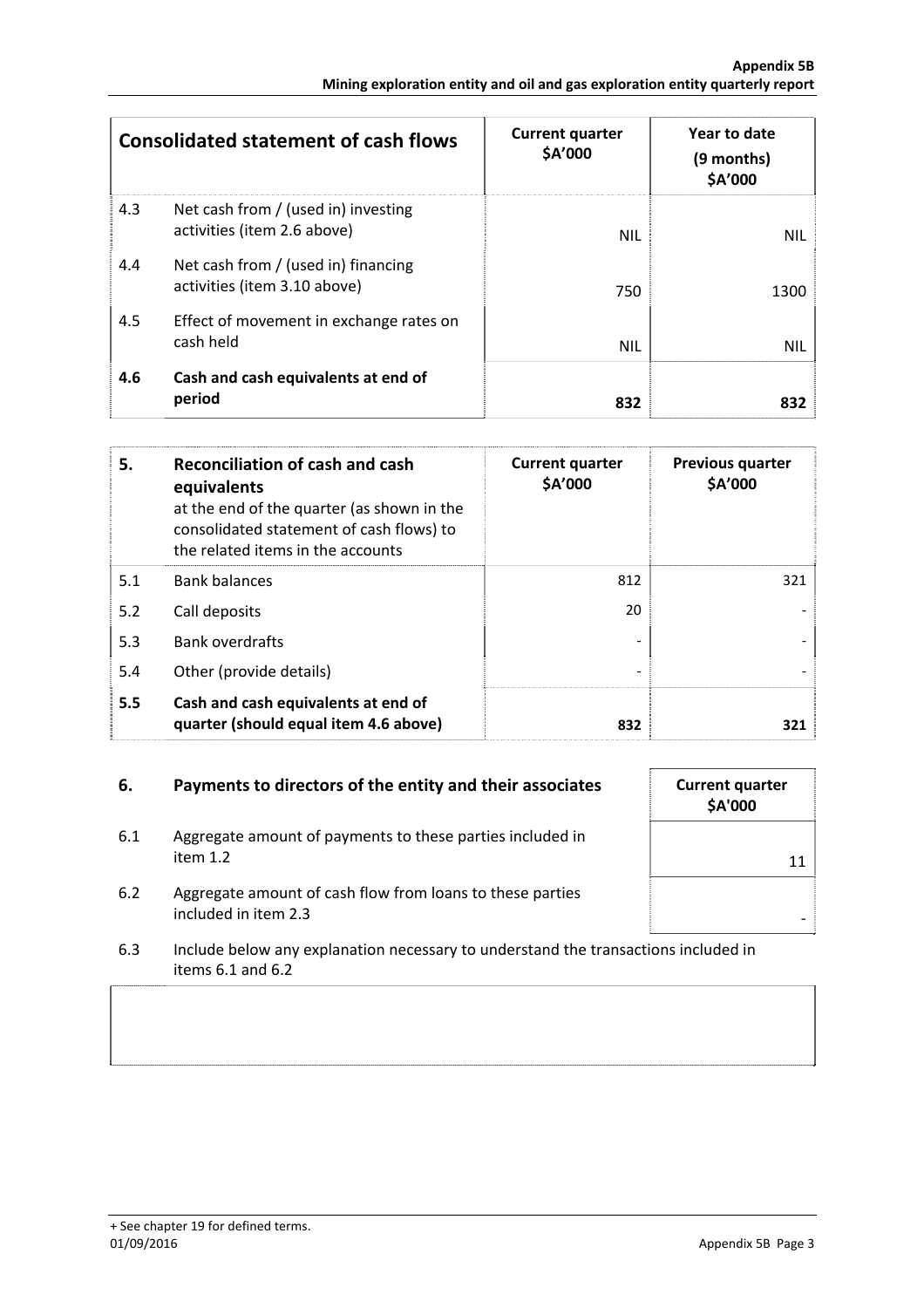| | Consolidated statement of cash flows | Current quarter $A'000 | Year to date (9 months) $A'000 |
|---|---|---|---|
| 4.3 | Net cash from / (used in) investing activities (item 2.6 above) | NIL | NIL |
| 4.4 | Net cash from / (used in) financing activities (item 3.10 above) | 750 | 1300 |
| 4.5 | Effect of movement in exchange rates on cash held | NIL | NIL |
| **4.6** | **Cash and cash equivalents at end of period** | **832** | **832** |

| **5.** | **Reconciliation of cash and cash equivalents** at the end of the quarter (as shown in the consolidated statement of cash flows) to the related items in the accounts | **Current quarter $A'000** | **Previous quarter $A'000** |
|---|---|---|---|
| 5.1 | Bank balances | 812 | 321 |
| 5.2 | Call deposits | 20 | - |
| 5.3 | Bank overdrafts | - | - |
| 5.4 | Other (provide details) | - | - |
| **5.5** | **Cash and cash equivalents at end of quarter (should equal item 4.6 above)** | **832** | **321** |

| **6.** | **Payments to directors of the entity and their associates** | **Current quarter $A'000** |
|---|---|---|
| 6.1 | Aggregate amount of payments to these parties included in item 1.2 | 11 |
| 6.2 | Aggregate amount of cash flow from loans to these parties included in item 2.3 | - |

6.3 Include below any explanation necessary to understand the transactions included in items 6.1 and 6.2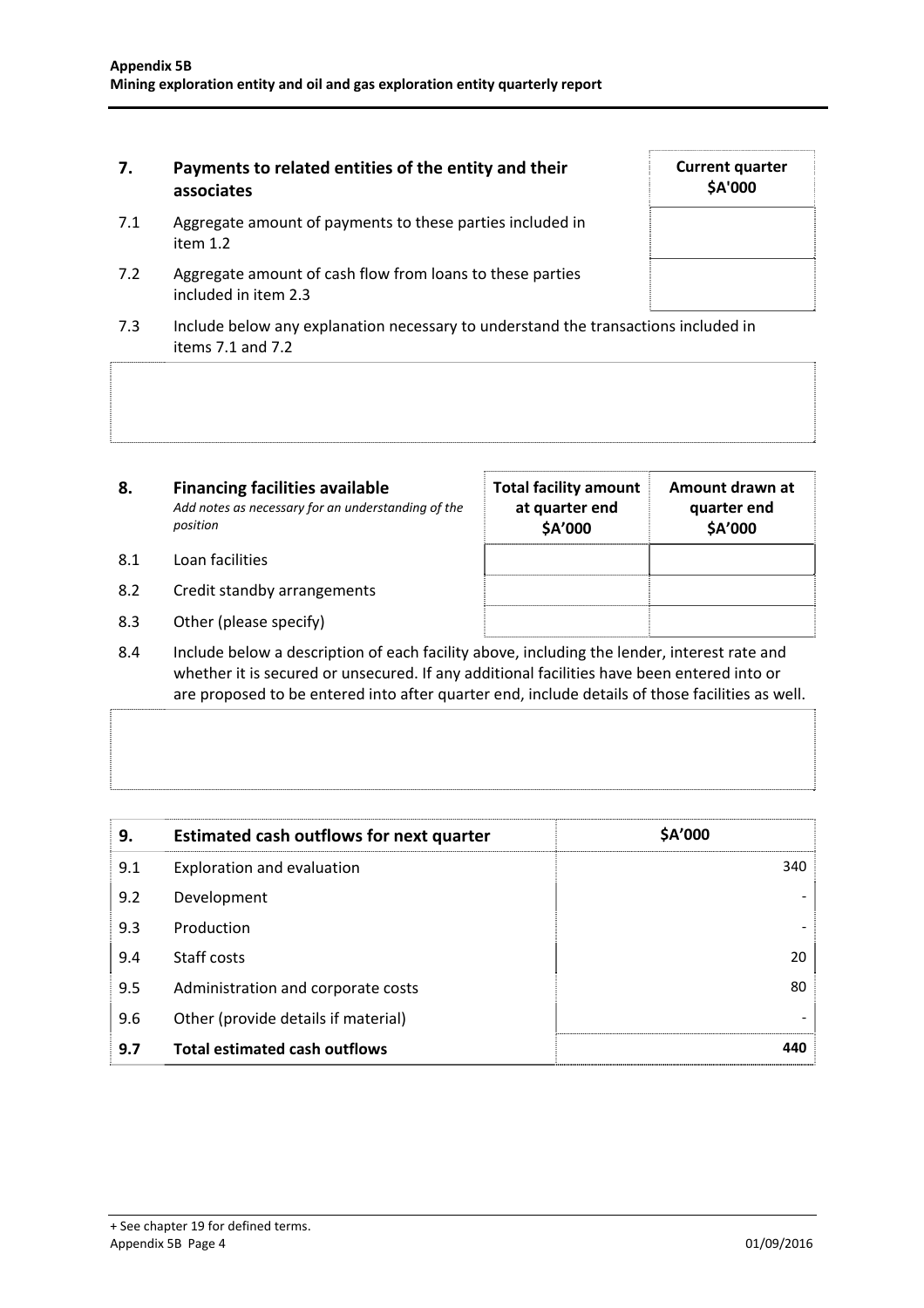| 7. | Payments to related entities of the entity and their associates | Current quarter $A'000 |
|---|---|---|
| 7.1 | Aggregate amount of payments to these parties included in item 1.2 | |
| 7.2 | Aggregate amount of cash flow from loans to these parties included in item 2.3 | |

7.3 Include below any explanation necessary to understand the transactions included in items 7.1 and 7.2

| 8. | **Financing facilities available**<br>*Add notes as necessary for an understanding of the position* | Total facility amount at quarter end $A'000 | Amount drawn at quarter end $A'000 |
|---|---|---|---|
| 8.1 | Loan facilities | | |
| 8.2 | Credit standby arrangements | | |
| 8.3 | Other (please specify) | | |

8.4 Include below a description of each facility above, including the lender, interest rate and whether it is secured or unsecured. If any additional facilities have been entered into or are proposed to be entered into after quarter end, include details of those facilities as well.

| 9. | Estimated cash outflows for next quarter | $A'000 |
|---|---|---|
| 9.1 | Exploration and evaluation | 340 |
| 9.2 | Development | - |
| 9.3 | Production | - |
| 9.4 | Staff costs | 20 |
| 9.5 | Administration and corporate costs | 80 |
| 9.6 | Other (provide details if material) | - |
| **9.7** | **Total estimated cash outflows** | **440** |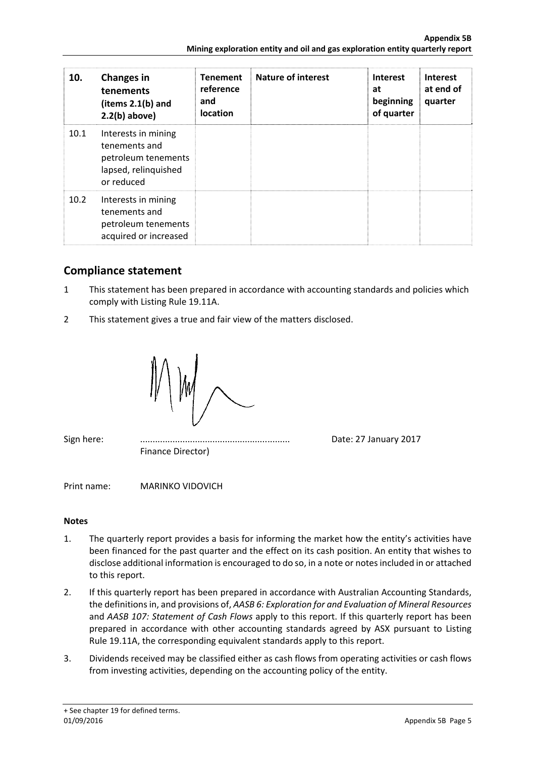| 10. | Changes in tenements (items 2.1(b) and 2.2(b) above) | Tenement reference and location | Nature of interest | Interest at beginning of quarter | Interest at end of quarter |
|---|---|---|---|---|---|
| 10.1 | Interests in mining tenements and petroleum tenements lapsed, relinquished or reduced | | | | |
| 10.2 | Interests in mining tenements and petroleum tenements acquired or increased | | | | |

## Compliance statement

1 This statement has been prepared in accordance with accounting standards and policies which comply with Listing Rule 19.11A.

2 This statement gives a true and fair view of the matters disclosed.

Sign here: ........................................................... Date: 27 January 2017
Finance Director)

Print name: MARINKO VIDOVICH

**Notes**

1. The quarterly report provides a basis for informing the market how the entity's activities have been financed for the past quarter and the effect on its cash position. An entity that wishes to disclose additional information is encouraged to do so, in a note or notes included in or attached to this report.
2. If this quarterly report has been prepared in accordance with Australian Accounting Standards, the definitions in, and provisions of, *AASB 6: Exploration for and Evaluation of Mineral Resources* and *AASB 107: Statement of Cash Flows* apply to this report. If this quarterly report has been prepared in accordance with other accounting standards agreed by ASX pursuant to Listing Rule 19.11A, the corresponding equivalent standards apply to this report.
3. Dividends received may be classified either as cash flows from operating activities or cash flows from investing activities, depending on the accounting policy of the entity.

+ See chapter 19 for defined terms.